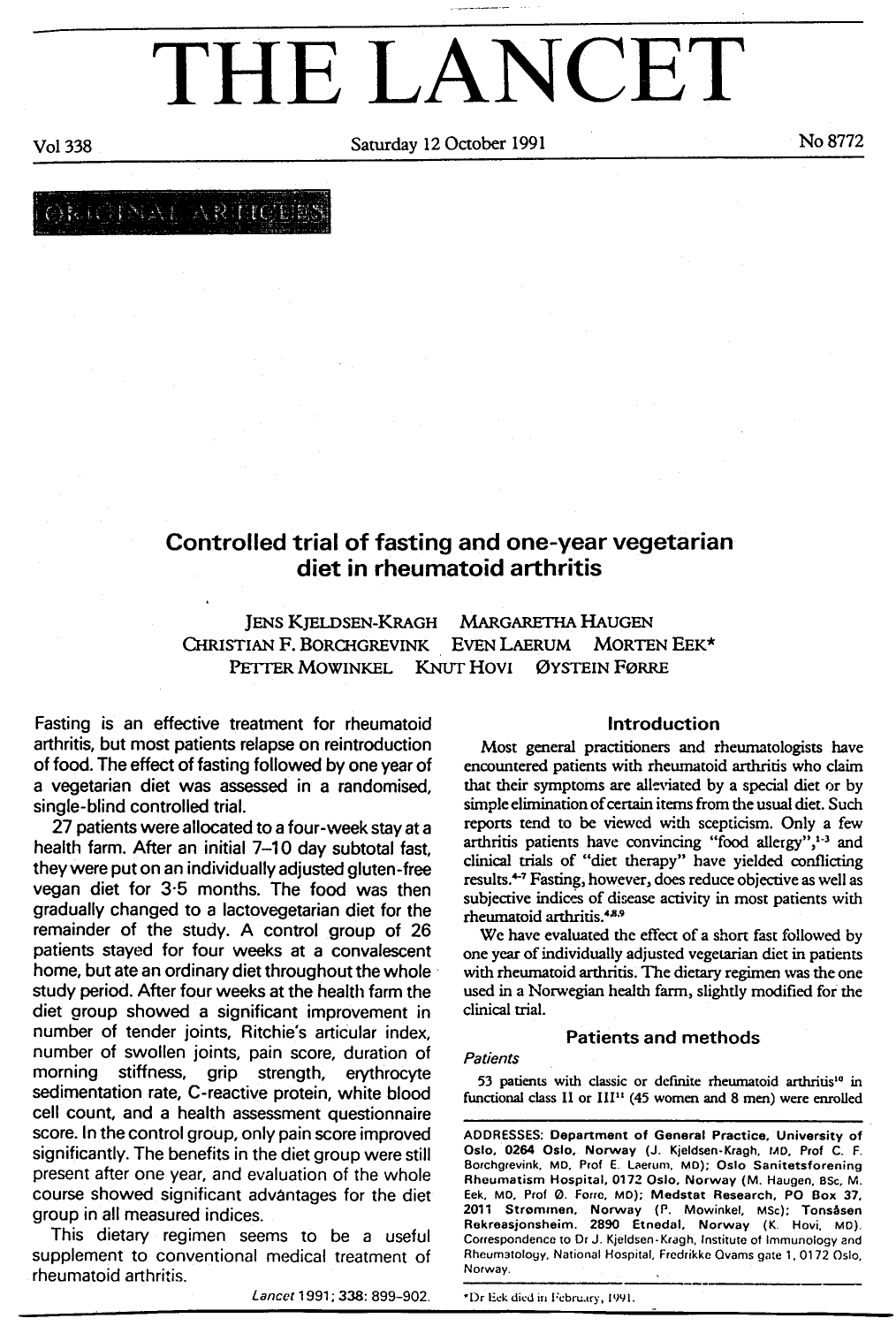# THE LANCET

Vol 338 Saturday 12 October 1991 No 8772

ORIGINAL ARTICLES

## Controlled trial of fasting and one-year vegetarian diet in rheumatoid arthritis

JENS KJELDSEN-KRAGH MARGARETHA HAUGEN
CHRISTIAN F. BORCHGREVINK EVEN LAERUM MORTEN EEK*
PETTER MOWINKEL KNUT HOVI ØYSTEIN FØRRE

Fasting is an effective treatment for rheumatoid arthritis, but most patients relapse on reintroduction of food. The effect of fasting followed by one year of a vegetarian diet was assessed in a randomised, single-blind controlled trial.

27 patients were allocated to a four-week stay at a health farm. After an initial 7–10 day subtotal fast, they were put on an individually adjusted gluten-free vegan diet for 3·5 months. The food was then gradually changed to a lactovegetarian diet for the remainder of the study. A control group of 26 patients stayed for four weeks at a convalescent home, but ate an ordinary diet throughout the whole study period. After four weeks at the health farm the diet group showed a significant improvement in number of tender joints, Ritchie's articular index, number of swollen joints, pain score, duration of morning stiffness, grip strength, erythrocyte sedimentation rate, C-reactive protein, white blood cell count, and a health assessment questionnaire score. In the control group, only pain score improved significantly. The benefits in the diet group were still present after one year, and evaluation of the whole course showed significant advantages for the diet group in all measured indices.

This dietary regimen seems to be a useful supplement to conventional medical treatment of rheumatoid arthritis.

*Lancet* 1991; **338**: 899–902.

### Introduction

Most general practitioners and rheumatologists have encountered patients with rheumatoid arthritis who claim that their symptoms are alleviated by a special diet or by simple elimination of certain items from the usual diet. Such reports tend to be viewed with scepticism. Only a few arthritis patients have convincing "food allergy",[1-3] and clinical trials of "diet therapy" have yielded conflicting results.[4-7] Fasting, however, does reduce objective as well as subjective indices of disease activity in most patients with rheumatoid arthritis.[4,8,9]

We have evaluated the effect of a short fast followed by one year of individually adjusted vegetarian diet in patients with rheumatoid arthritis. The dietary regimen was the one used in a Norwegian health farm, slightly modified for the clinical trial.

### Patients and methods

*Patients*

53 patients with classic or definite rheumatoid arthritis[10] in functional class II or III[11] (45 women and 8 men) were enrolled

ADDRESSES: **Department of General Practice, University of Oslo, 0264 Oslo, Norway** (J. Kjeldsen-Kragh, MD, Prof C. F. Borchgrevink, MD, Prof E. Laerum, MD); **Oslo Sanitetsforening Rheumatism Hospital, 0172 Oslo, Norway** (M. Haugen, BSc, M. Eek, MD, Prof Ø. Førre, MD); **Medstat Research, PO Box 37, 2011 Strømmen, Norway** (P. Mowinkel, MSc); **Tonsåsen Rekreasjonsheim, 2890 Etnedal, Norway** (K. Hovi, MD). Correspondence to Dr J. Kjeldsen-Kragh, Institute of Immunology and Rheumatology, National Hospital, Fredrikke Qvams gate 1, 0172 Oslo, Norway.

*Dr Eek died in February, 1991.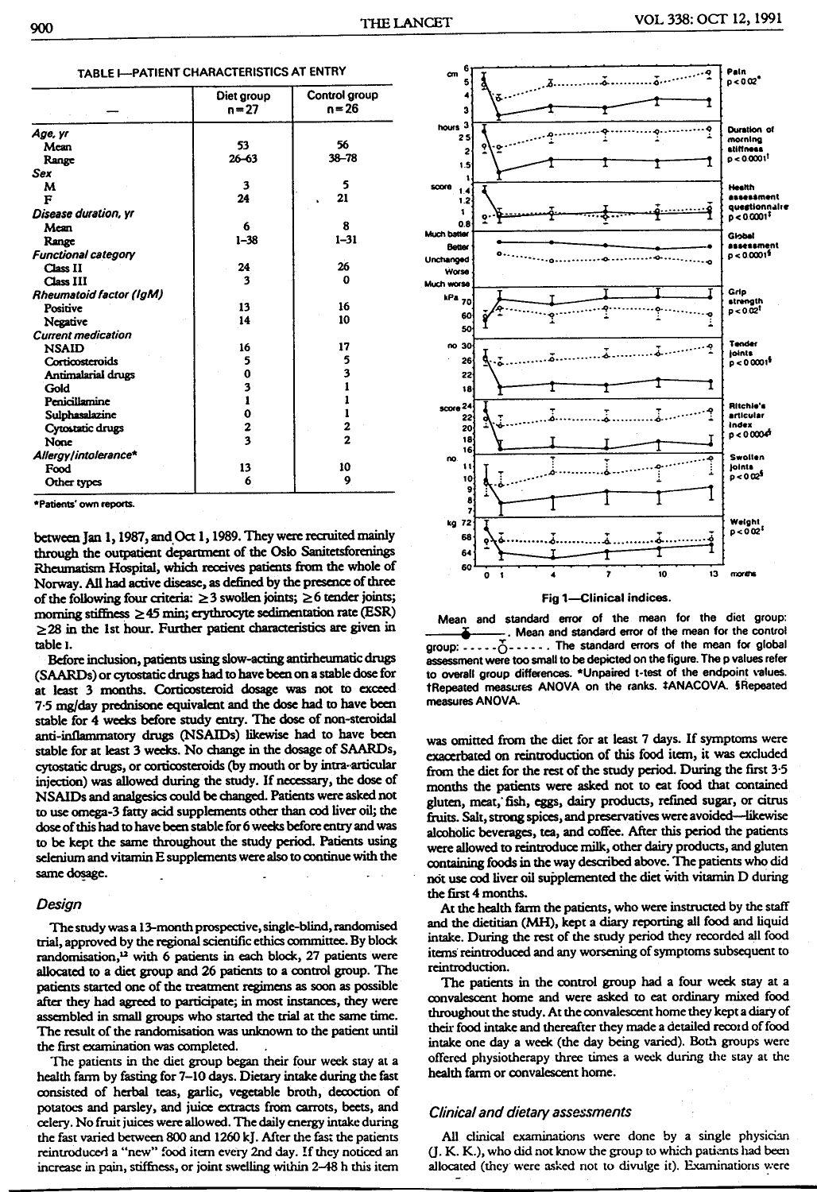TABLE I—PATIENT CHARACTERISTICS AT ENTRY

| — | Diet group n=27 | Control group n=26 |
|---|---|---|
| *Age, yr* | | |
| Mean | 53 | 56 |
| Range | 26–63 | 38–78 |
| *Sex* | | |
| M | 3 | 5 |
| F | 24 | 21 |
| *Disease duration, yr* | | |
| Mean | 6 | 8 |
| Range | 1–38 | 1–31 |
| *Functional category* | | |
| Class II | 24 | 26 |
| Class III | 3 | 0 |
| *Rheumatoid factor (IgM)* | | |
| Positive | 13 | 16 |
| Negative | 14 | 10 |
| *Current medication* | | |
| NSAID | 16 | 17 |
| Corticosteroids | 5 | 5 |
| Antimalarial drugs | 0 | 3 |
| Gold | 3 | 1 |
| Penicillamine | 1 | 1 |
| Sulphasalazine | 0 | 1 |
| Cytostatic drugs | 2 | 2 |
| None | 3 | 2 |
| *Allergy/intolerance\** | | |
| Food | 13 | 10 |
| Other types | 6 | 9 |

\*Patients' own reports.

between Jan 1, 1987, and Oct 1, 1989. They were recruited mainly through the outpatient department of the Oslo Sanitetsforenings Rheumatism Hospital, which receives patients from the whole of Norway. All had active disease, as defined by the presence of three of the following four criteria: ≥3 swollen joints; ≥6 tender joints; morning stiffness ≥45 min; erythrocyte sedimentation rate (ESR) ≥28 in the 1st hour. Further patient characteristics are given in table I.

Before inclusion, patients using slow-acting antirheumatic drugs (SAARDs) or cytostatic drugs had to have been on a stable dose for at least 3 months. Corticosteroid dosage was not to exceed 7·5 mg/day prednisone equivalent and the dose had to have been stable for 4 weeks before study entry. The dose of non-steroidal anti-inflammatory drugs (NSAIDs) likewise had to have been stable for at least 3 weeks. No change in the dosage of SAARDs, cytostatic drugs, or corticosteroids (by mouth or by intra-articular injection) was allowed during the study. If necessary, the dose of NSAIDs and analgesics could be changed. Patients were asked not to use omega-3 fatty acid supplements other than cod liver oil; the dose of this had to have been stable for 6 weeks before entry and was to be kept the same throughout the study period. Patients using selenium and vitamin E supplements were also to continue with the same dosage.

## Design

The study was a 13-month prospective, single-blind, randomised trial, approved by the regional scientific ethics committee. By block randomisation,[12] with 6 patients in each block, 27 patients were allocated to a diet group and 26 patients to a control group. The patients started one of the treatment regimens as soon as possible after they had agreed to participate; in most instances, they were assembled in small groups who started the trial at the same time. The result of the randomisation was unknown to the patient until the first examination was completed.

The patients in the diet group began their four week stay at a health farm by fasting for 7–10 days. Dietary intake during the fast consisted of herbal teas, garlic, vegetable broth, decoction of potatoes and parsley, and juice extracts from carrots, beets, and celery. No fruit juices were allowed. The daily energy intake during the fast varied between 800 and 1260 kJ. After the fast the patients reintroduced a "new" food item every 2nd day. If they noticed an increase in pain, stiffness, or joint swelling within 2–48 h this item was omitted from the diet for at least 7 days. If symptoms were exacerbated on reintroduction of this food item, it was excluded from the diet for the rest of the study period. During the first 3·5 months the patients were asked not to eat food that contained gluten, meat, fish, eggs, dairy products, refined sugar, or citrus fruits. Salt, strong spices, and preservatives were avoided—likewise alcoholic beverages, tea, and coffee. After this period the patients were allowed to reintroduce milk, other dairy products, and gluten containing foods in the way described above. The patients who did not use cod liver oil supplemented the diet with vitamin D during the first 4 months.

At the health farm the patients, who were instructed by the staff and the dietitian (MH), kept a diary reporting all food and liquid intake. During the rest of the study period they recorded all food items reintroduced and any worsening of symptoms subsequent to reintroduction.

The patients in the control group had a four week stay at a convalescent home and were asked to eat ordinary mixed food throughout the study. At the convalescent home they kept a diary of their food intake and thereafter they made a detailed record of food intake one day a week (the day being varied). Both groups were offered physiotherapy three times a week during the stay at the health farm or convalescent home.

Fig 1—Clinical indices.

Mean and standard error of the mean for the diet group: ———. Mean and standard error of the mean for the control group: - - - - -. The standard errors of the mean for global assessment were too small to be depicted on the figure. The p values refer to overall group differences. \*Unpaired t-test of the endpoint values. †Repeated measures ANOVA on the ranks. ‡ANACOVA. §Repeated measures ANOVA.

## Clinical and dietary assessments

All clinical examinations were done by a single physician (J. K. K.), who did not know the group to which patients had been allocated (they were asked not to divulge it). Examinations were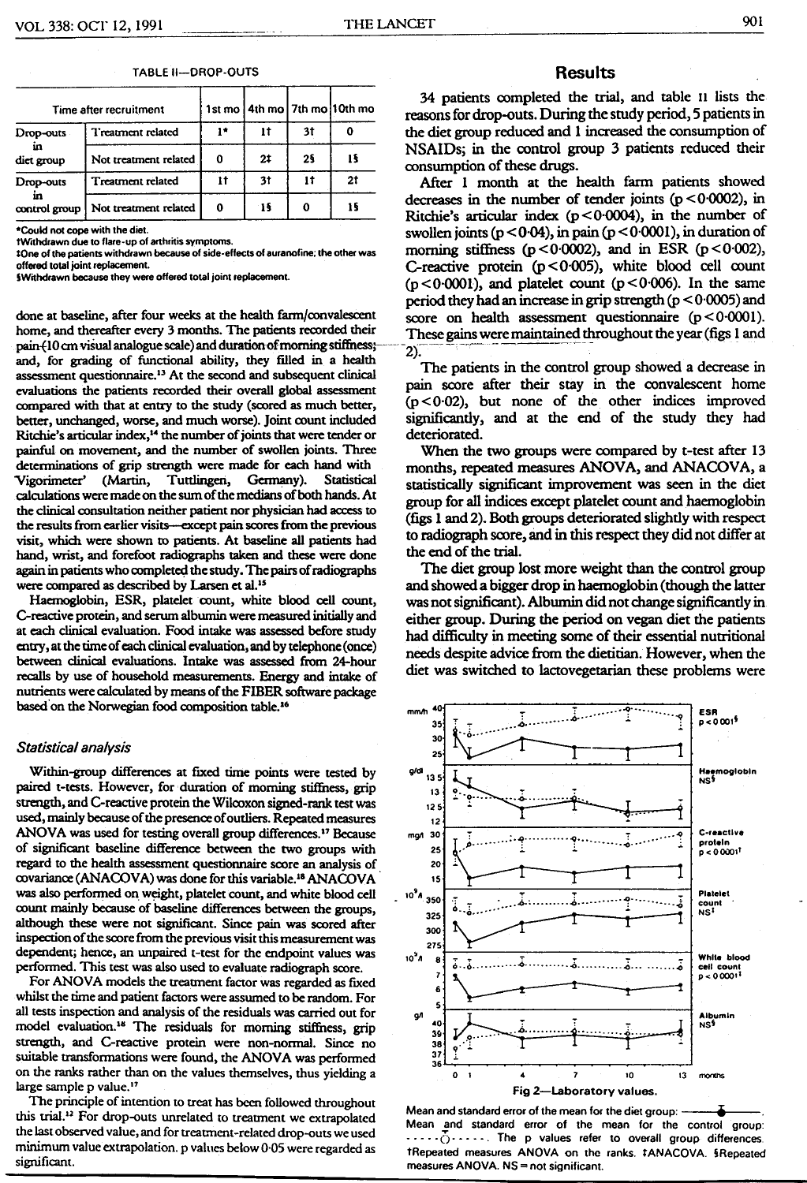TABLE II—DROP-OUTS

| Time after recruitment | | 1st mo | 4th mo | 7th mo | 10th mo |
|---|---|---|---|---|---|
| Drop-outs in diet group | Treatment related | 1* | 1† | 3† | 0 |
| | Not treatment related | 0 | 2‡ | 2§ | 1§ |
| Drop-outs in control group | Treatment related | 1† | 3† | 1† | 2† |
| | Not treatment related | 0 | 1§ | 0 | 1§ |

*Could not cope with the diet.
†Withdrawn due to flare-up of arthritis symptoms.
‡One of the patients withdrawn because of side-effects of auranofine; the other was offered total joint replacement.
§Withdrawn because they were offered total joint replacement.

done at baseline, after four weeks at the health farm/convalescent home, and thereafter every 3 months. The patients recorded their pain (10 cm visual analogue scale) and duration of morning stiffness; and, for grading of functional ability, they filled in a health assessment questionnaire.[13] At the second and subsequent clinical evaluations the patients recorded their overall global assessment compared with that at entry to the study (scored as much better, better, unchanged, worse, and much worse). Joint count included Ritchie's articular index,[14] the number of joints that were tender or painful on movement, and the number of swollen joints. Three determinations of grip strength were made for each hand with 'Vigorimeter' (Martin, Tuttlingen, Germany). Statistical calculations were made on the sum of the medians of both hands. At the clinical consultation neither patient nor physician had access to the results from earlier visits—except pain scores from the previous visit, which were shown to patients. At baseline all patients had hand, wrist, and forefoot radiographs taken and these were done again in patients who completed the study. The pairs of radiographs were compared as described by Larsen et al.[15]

Haemoglobin, ESR, platelet count, white blood cell count, C-reactive protein, and serum albumin were measured initially and at each clinical evaluation. Food intake was assessed before study entry, at the time of each clinical evaluation, and by telephone (once) between clinical evaluations. Intake was assessed from 24-hour recalls by use of household measurements. Energy and intake of nutrients were calculated by means of the FIBER software package based on the Norwegian food composition table.[16]

### *Statistical analysis*

Within-group differences at fixed time points were tested by paired t-tests. However, for duration of morning stiffness, grip strength, and C-reactive protein the Wilcoxon signed-rank test was used, mainly because of the presence of outliers. Repeated measures ANOVA was used for testing overall group differences.[17] Because of significant baseline difference between the two groups with regard to the health assessment questionnaire score an analysis of covariance (ANACOVA) was done for this variable.[18] ANACOVA was also performed on weight, platelet count, and white blood cell count mainly because of baseline differences between the groups, although these were not significant. Since pain was scored after inspection of the score from the previous visit this measurement was dependent; hence, an unpaired t-test for the endpoint values was performed. This test was also used to evaluate radiograph score.

For ANOVA models the treatment factor was regarded as fixed whilst the time and patient factors were assumed to be random. For all tests inspection and analysis of the residuals was carried out for model evaluation.[18] The residuals for morning stiffness, grip strength, and C-reactive protein were non-normal. Since no suitable transformations were found, the ANOVA was performed on the ranks rather than on the values themselves, thus yielding a large sample p value.[17]

The principle of intention to treat has been followed throughout this trial.[12] For drop-outs unrelated to treatment we extrapolated the last observed value, and for treatment-related drop-outs we used minimum value extrapolation. p values below 0·05 were regarded as significant.

## Results

34 patients completed the trial, and table II lists the reasons for drop-outs. During the study period, 5 patients in the diet group reduced and 1 increased the consumption of NSAIDs; in the control group 3 patients reduced their consumption of these drugs.

After 1 month at the health farm patients showed decreases in the number of tender joints ($p<0·0002$), in Ritchie's articular index ($p<0·0004$), in the number of swollen joints ($p<0·04$), in pain ($p<0·0001$), in duration of morning stiffness ($p<0·0002$), and in ESR ($p<0·002$), C-reactive protein ($p<0·005$), white blood cell count ($p<0·0001$), and platelet count ($p<0·006$). In the same period they had an increase in grip strength ($p<0·0005$) and score on health assessment questionnaire ($p<0·0001$). These gains were maintained throughout the year (figs 1 and 2).

The patients in the control group showed a decrease in pain score after their stay in the convalescent home ($p<0·02$), but none of the other indices improved significantly, and at the end of the study they had deteriorated.

When the two groups were compared by t-test after 13 months, repeated measures ANOVA, and ANACOVA, a statistically significant improvement was seen in the diet group for all indices except platelet count and haemoglobin (figs 1 and 2). Both groups deteriorated slightly with respect to radiograph score, and in this respect they did not differ at the end of the trial.

The diet group lost more weight than the control group and showed a bigger drop in haemoglobin (though the latter was not significant). Albumin did not change significantly in either group. During the period on vegan diet the patients had difficulty in meeting some of their essential nutritional needs despite advice from the dietitian. However, when the diet was switched to lactovegetarian these problems were

Fig 2—Laboratory values.

Mean and standard error of the mean for the diet group: ——. Mean and standard error of the mean for the control group: - - - - -. The p values refer to overall group differences. †Repeated measures ANOVA on the ranks. ‡ANACOVA. §Repeated measures ANOVA. NS = not significant.

ESR $p<0·001$§; Haemoglobin NS§; C-reactive protein $p<0·0001$†; Platelet count NS‡; White blood cell count $p<0·0001$‡; Albumin NS§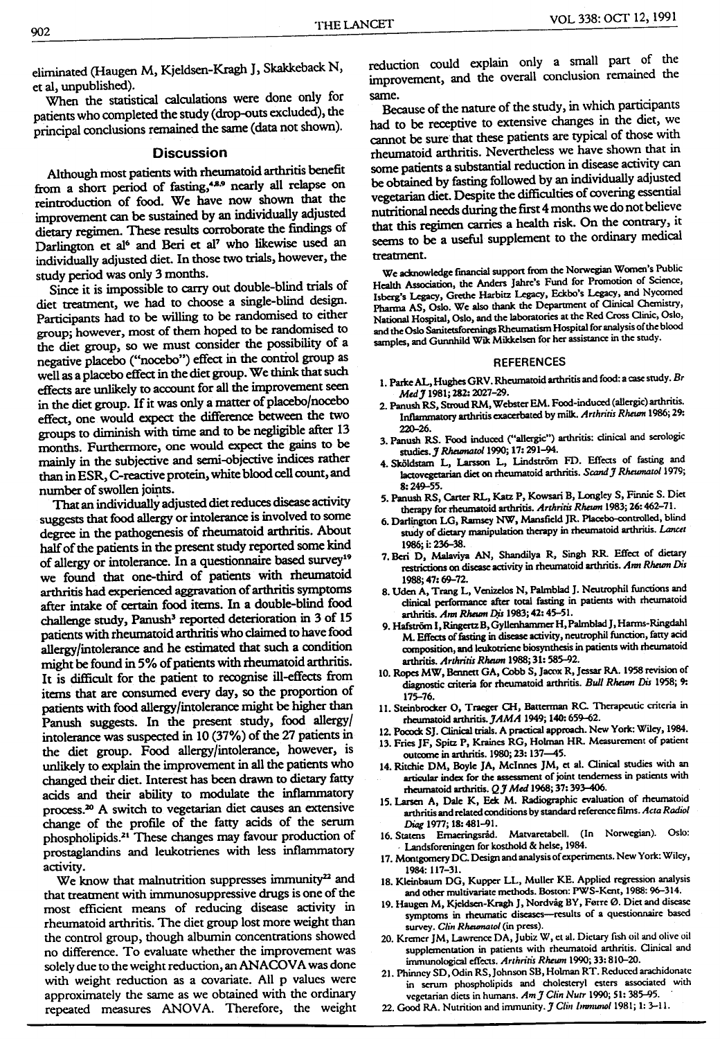eliminated (Haugen M, Kjeldsen-Kragh J, Skakkebaek N, et al, unpublished).

When the statistical calculations were done only for patients who completed the study (drop-outs excluded), the principal conclusions remained the same (data not shown).

## Discussion

Although most patients with rheumatoid arthritis benefit from a short period of fasting,[4,8,9] nearly all relapse on reintroduction of food. We have now shown that the improvement can be sustained by an individually adjusted dietary regimen. These results corroborate the findings of Darlington et al[6] and Beri et al[7] who likewise used an individually adjusted diet. In those two trials, however, the study period was only 3 months.

Since it is impossible to carry out double-blind trials of diet treatment, we had to choose a single-blind design. Participants had to be willing to be randomised to either group; however, most of them hoped to be randomised to the diet group, so we must consider the possibility of a negative placebo ("nocebo") effect in the control group as well as a placebo effect in the diet group. We think that such effects are unlikely to account for all the improvement seen in the diet group. If it was only a matter of placebo/nocebo effect, one would expect the difference between the two groups to diminish with time and to be negligible after 13 months. Furthermore, one would expect the gains to be mainly in the subjective and semi-objective indices rather than in ESR, C-reactive protein, white blood cell count, and number of swollen joints.

That an individually adjusted diet reduces disease activity suggests that food allergy or intolerance is involved to some degree in the pathogenesis of rheumatoid arthritis. About half of the patients in the present study reported some kind of allergy or intolerance. In a questionnaire based survey[19] we found that one-third of patients with rheumatoid arthritis had experienced aggravation of arthritis symptoms after intake of certain food items. In a double-blind food challenge study, Panush[3] reported deterioration in 3 of 15 patients with rheumatoid arthritis who claimed to have food allergy/intolerance and he estimated that such a condition might be found in 5% of patients with rheumatoid arthritis. It is difficult for the patient to recognise ill-effects from items that are consumed every day, so the proportion of patients with food allergy/intolerance might be higher than Panush suggests. In the present study, food allergy/intolerance was suspected in 10 (37%) of the 27 patients in the diet group. Food allergy/intolerance, however, is unlikely to explain the improvement in all the patients who changed their diet. Interest has been drawn to dietary fatty acids and their ability to modulate the inflammatory process.[20] A switch to vegetarian diet causes an extensive change of the profile of the fatty acids of the serum phospholipids.[21] These changes may favour production of prostaglandins and leukotrienes with less inflammatory activity.

We know that malnutrition suppresses immunity[22] and that treatment with immunosuppressive drugs is one of the most efficient means of reducing disease activity in rheumatoid arthritis. The diet group lost more weight than the control group, though albumin concentrations showed no difference. To evaluate whether the improvement was solely due to the weight reduction, an ANACOVA was done with weight reduction as a covariate. All p values were approximately the same as we obtained with the ordinary repeated measures ANOVA. Therefore, the weight reduction could explain only a small part of the improvement, and the overall conclusion remained the same.

Because of the nature of the study, in which participants had to be receptive to extensive changes in the diet, we cannot be sure that these patients are typical of those with rheumatoid arthritis. Nevertheless we have shown that in some patients a substantial reduction in disease activity can be obtained by fasting followed by an individually adjusted vegetarian diet. Despite the difficulties of covering essential nutritional needs during the first 4 months we do not believe that this regimen carries a health risk. On the contrary, it seems to be a useful supplement to the ordinary medical treatment.

We acknowledge financial support from the Norwegian Women's Public Health Association, the Anders Jahre's Fund for Promotion of Science, Isberg's Legacy, Grethe Harbitz Legacy, Eckbo's Legacy, and Nycomed Pharma AS, Oslo. We also thank the Department of Clinical Chemistry, National Hospital, Oslo, and the laboratories at the Red Cross Clinic, Oslo, and the Oslo Sanitetsforenings Rheumatism Hospital for analysis of the blood samples, and Gunnhild Wik Mikkelsen for her assistance in the study.

## REFERENCES

1. Parke AL, Hughes GRV. Rheumatoid arthritis and food: a case study. *Br Med J* 1981; 282: 2027–29.
2. Panush RS, Stroud RM, Webster EM. Food-induced (allergic) arthritis. Inflammatory arthritis exacerbated by milk. *Arthritis Rheum* 1986; 29: 220–26.
3. Panush RS. Food induced ("allergic") arthritis: clinical and serologic studies. *J Rheumatol* 1990; 17: 291–94.
4. Sköldstam L, Larsson L, Lindström FD. Effects of fasting and lactovegetarian diet on rheumatoid arthritis. *Scand J Rheumatol* 1979; 8: 249–55.
5. Panush RS, Carter RL, Katz P, Kowsari B, Longley S, Finnie S. Diet therapy for rheumatoid arthritis. *Arthritis Rheum* 1983; 26: 462–71.
6. Darlington LG, Ramsey NW, Mansfield JR. Placebo-controlled, blind study of dietary manipulation therapy in rheumatoid arthritis. *Lancet* 1986; i: 236–38.
7. Beri D, Malaviya AN, Shandilya R, Singh RR. Effect of dietary restrictions on disease activity in rheumatoid arthritis. *Ann Rheum Dis* 1988; 47: 69–72.
8. Uden A, Trang L, Venizelos N, Palmblad J. Neutrophil functions and clinical performance after total fasting in patients with rheumatoid arthritis. *Ann Rheum Dis* 1983; 42: 45–51.
9. Hafström I, Ringertz B, Gyllenhammer H, Palmblad J, Harms-Ringdahl M. Effects of fasting in disease activity, neutrophil function, fatty acid composition, and leukotriene biosynthesis in patients with rheumatoid arthritis. *Arthritis Rheum* 1988; 31: 585–92.
10. Ropes MW, Bennett GA, Cobb S, Jacox R, Jessar RA. 1958 revision of diagnostic criteria for rheumatoid arthritis. *Bull Rheum Dis* 1958; 9: 175–76.
11. Steinbrocker O, Traeger CH, Batterman RC. Therapeutic criteria in rheumatoid arthritis. *JAMA* 1949; 140: 659–62.
12. Pocock SJ. Clinical trials. A practical approach. New York: Wiley, 1984.
13. Fries JF, Spitz P, Kraines RG, Holman HR. Measurement of patient outcome in arthritis. 1980; 23: 137—45.
14. Ritchie DM, Boyle JA, McInnes JM, et al. Clinical studies with an articular index for the assessment of joint tenderness in patients with rheumatoid arthritis. *Q J Med* 1968; 37: 393–406.
15. Larsen A, Dale K, Eek M. Radiographic evaluation of rheumatoid arthritis and related conditions by standard reference films. *Acta Radiol Diag* 1977; 18: 481–91.
16. Statens Ernaeringsråd. Matvaretabell. (In Norwegian). Oslo: Landsforeningen for kosthold & helse, 1984.
17. Montgomery DC. Design and analysis of experiments. New York: Wiley, 1984: 117–31.
18. Kleinbaum DG, Kupper LL, Muller KE. Applied regression analysis and other multivariate methods. Boston: PWS-Kent, 1988: 96–314.
19. Haugen M, Kjeldsen-Kragh J, Nordvåg BY, Førre Ø. Diet and disease symptoms in rheumatic diseases—results of a questionnaire based survey. *Clin Rheumatol* (in press).
20. Kremer JM, Lawrence DA, Jubiz W, et al. Dietary fish oil and olive oil supplementation in patients with rheumatoid arthritis. Clinical and immunological effects. *Arthritis Rheum* 1990; 33: 810–20.
21. Phinney SD, Odin RS, Johnson SB, Holman RT. Reduced arachidonate in serum phospholipids and cholesteryl esters associated with vegetarian diets in humans. *Am J Clin Nutr* 1990; 51: 385–95.
22. Good RA. Nutrition and immunity. *J Clin Immunol* 1981; 1: 3–11.